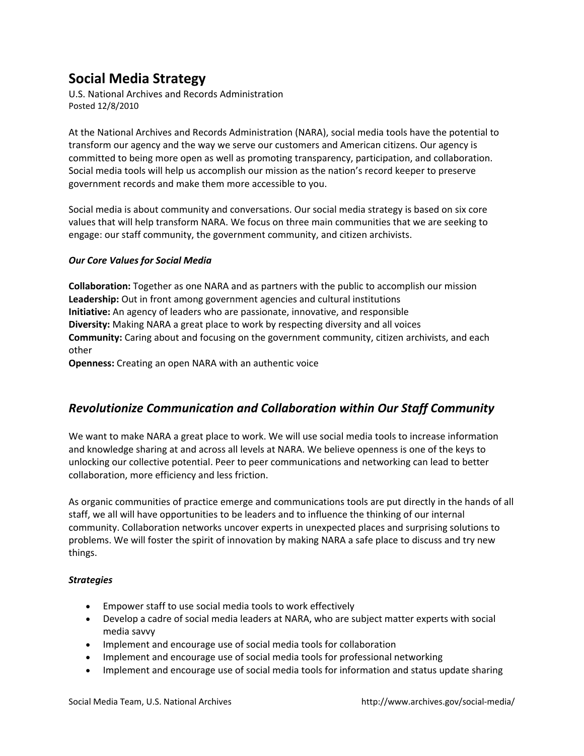# Social Media Strategy

U.S. National Archives and Records Administration
Posted 12/8/2010

At the National Archives and Records Administration (NARA), social media tools have the potential to transform our agency and the way we serve our customers and American citizens. Our agency is committed to being more open as well as promoting transparency, participation, and collaboration. Social media tools will help us accomplish our mission as the nation's record keeper to preserve government records and make them more accessible to you.

Social media is about community and conversations. Our social media strategy is based on six core values that will help transform NARA. We focus on three main communities that we are seeking to engage: our staff community, the government community, and citizen archivists.

***Our Core Values for Social Media***

**Collaboration:** Together as one NARA and as partners with the public to accomplish our mission
**Leadership:** Out in front among government agencies and cultural institutions
**Initiative:** An agency of leaders who are passionate, innovative, and responsible
**Diversity:** Making NARA a great place to work by respecting diversity and all voices
**Community:** Caring about and focusing on the government community, citizen archivists, and each other
**Openness:** Creating an open NARA with an authentic voice

## *Revolutionize Communication and Collaboration within Our Staff Community*

We want to make NARA a great place to work. We will use social media tools to increase information and knowledge sharing at and across all levels at NARA. We believe openness is one of the keys to unlocking our collective potential. Peer to peer communications and networking can lead to better collaboration, more efficiency and less friction.

As organic communities of practice emerge and communications tools are put directly in the hands of all staff, we all will have opportunities to be leaders and to influence the thinking of our internal community. Collaboration networks uncover experts in unexpected places and surprising solutions to problems. We will foster the spirit of innovation by making NARA a safe place to discuss and try new things.

***Strategies***

- Empower staff to use social media tools to work effectively
- Develop a cadre of social media leaders at NARA, who are subject matter experts with social media savvy
- Implement and encourage use of social media tools for collaboration
- Implement and encourage use of social media tools for professional networking
- Implement and encourage use of social media tools for information and status update sharing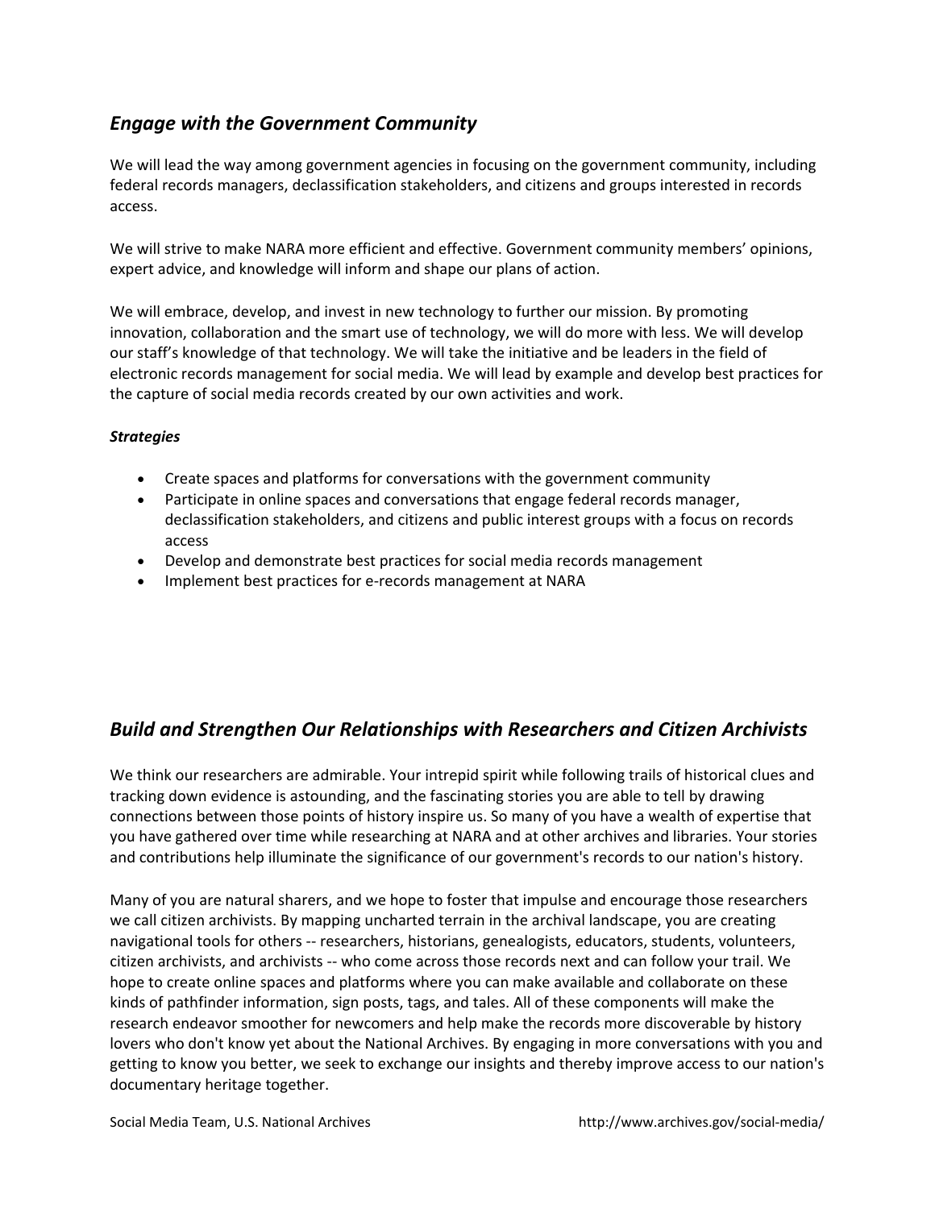## *Engage with the Government Community*

We will lead the way among government agencies in focusing on the government community, including federal records managers, declassification stakeholders, and citizens and groups interested in records access.

We will strive to make NARA more efficient and effective. Government community members' opinions, expert advice, and knowledge will inform and shape our plans of action.

We will embrace, develop, and invest in new technology to further our mission. By promoting innovation, collaboration and the smart use of technology, we will do more with less. We will develop our staff's knowledge of that technology. We will take the initiative and be leaders in the field of electronic records management for social media. We will lead by example and develop best practices for the capture of social media records created by our own activities and work.

***Strategies***

- Create spaces and platforms for conversations with the government community
- Participate in online spaces and conversations that engage federal records manager, declassification stakeholders, and citizens and public interest groups with a focus on records access
- Develop and demonstrate best practices for social media records management
- Implement best practices for e-records management at NARA

## *Build and Strengthen Our Relationships with Researchers and Citizen Archivists*

We think our researchers are admirable. Your intrepid spirit while following trails of historical clues and tracking down evidence is astounding, and the fascinating stories you are able to tell by drawing connections between those points of history inspire us. So many of you have a wealth of expertise that you have gathered over time while researching at NARA and at other archives and libraries. Your stories and contributions help illuminate the significance of our government's records to our nation's history.

Many of you are natural sharers, and we hope to foster that impulse and encourage those researchers we call citizen archivists. By mapping uncharted terrain in the archival landscape, you are creating navigational tools for others -- researchers, historians, genealogists, educators, students, volunteers, citizen archivists, and archivists -- who come across those records next and can follow your trail. We hope to create online spaces and platforms where you can make available and collaborate on these kinds of pathfinder information, sign posts, tags, and tales. All of these components will make the research endeavor smoother for newcomers and help make the records more discoverable by history lovers who don't know yet about the National Archives. By engaging in more conversations with you and getting to know you better, we seek to exchange our insights and thereby improve access to our nation's documentary heritage together.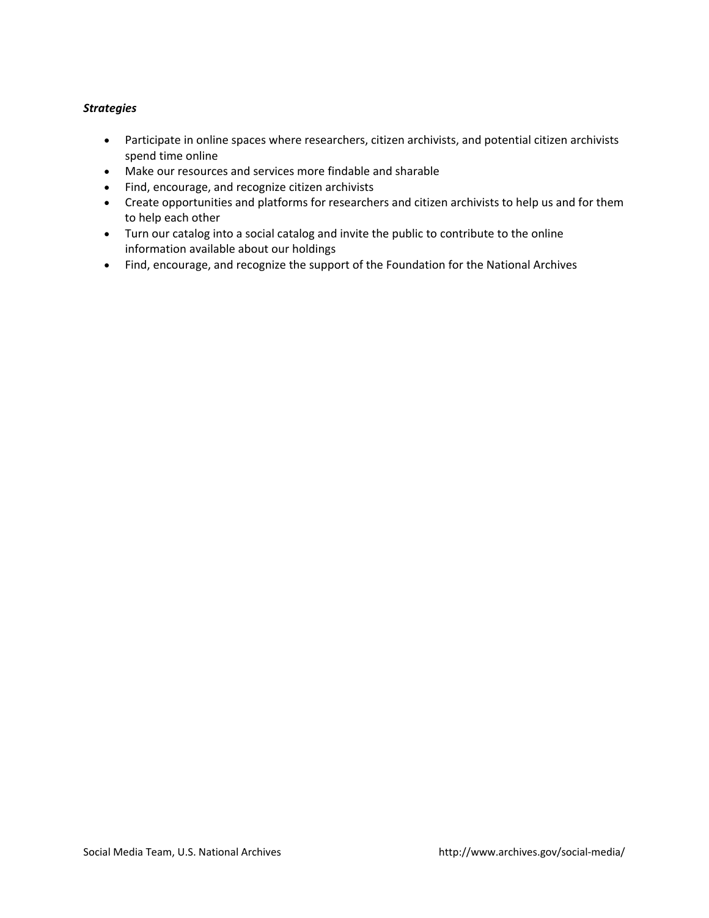***Strategies***

- Participate in online spaces where researchers, citizen archivists, and potential citizen archivists spend time online
- Make our resources and services more findable and sharable
- Find, encourage, and recognize citizen archivists
- Create opportunities and platforms for researchers and citizen archivists to help us and for them to help each other
- Turn our catalog into a social catalog and invite the public to contribute to the online information available about our holdings
- Find, encourage, and recognize the support of the Foundation for the National Archives